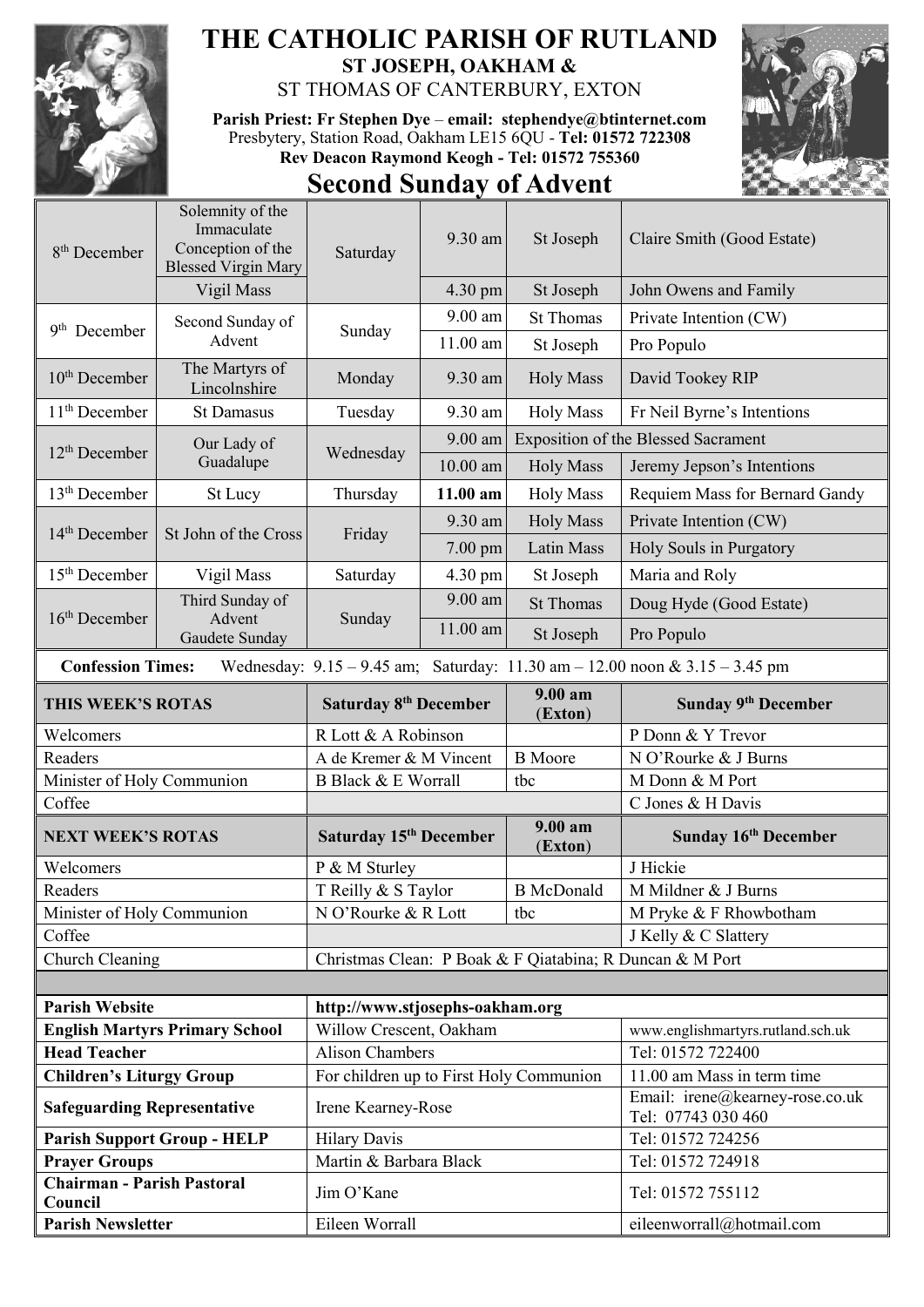# THE CATHOLIC PARISH OF RUTLAND

## ST JOSEPH, OAKHAM &

ST THOMAS OF CANTERBURY, EXTON

**Parish Priest: Fr Stephen Dye – email: stephendye@btinternet.com**

Presbytery, Station Road, Oakham LE15 6QU - **Tel: 01572 722308**

**Rev Deacon Raymond Keogh - Tel: 01572 755360**

# Second Sunday of Advent

| Date | Feast | Day | Time | Location | Intention |
|---|---|---|---|---|---|
| 8th December | Solemnity of the Immaculate Conception of the Blessed Virgin Mary | Saturday | 9.30 am | St Joseph | Claire Smith (Good Estate) |
| | Vigil Mass | | 4.30 pm | St Joseph | John Owens and Family |
| 9th December | Second Sunday of Advent | Sunday | 9.00 am | St Thomas | Private Intention (CW) |
| | | | 11.00 am | St Joseph | Pro Populo |
| 10th December | The Martyrs of Lincolnshire | Monday | 9.30 am | Holy Mass | David Tookey RIP |
| 11th December | St Damasus | Tuesday | 9.30 am | Holy Mass | Fr Neil Byrne's Intentions |
| 12th December | Our Lady of Guadalupe | Wednesday | 9.00 am | Exposition of the Blessed Sacrament | |
| | | | 10.00 am | Holy Mass | Jeremy Jepson's Intentions |
| 13th December | St Lucy | Thursday | **11.00 am** | Holy Mass | Requiem Mass for Bernard Gandy |
| 14th December | St John of the Cross | Friday | 9.30 am | Holy Mass | Private Intention (CW) |
| | | | 7.00 pm | Latin Mass | Holy Souls in Purgatory |
| 15th December | Vigil Mass | Saturday | 4.30 pm | St Joseph | Maria and Roly |
| 16th December | Third Sunday of Advent Gaudete Sunday | Sunday | 9.00 am | St Thomas | Doug Hyde (Good Estate) |
| | | | 11.00 am | St Joseph | Pro Populo |

**Confession Times:** Wednesday: 9.15 – 9.45 am; Saturday: 11.30 am – 12.00 noon & 3.15 – 3.45 pm

| THIS WEEK'S ROTAS | Saturday 8th December | 9.00 am (Exton) | Sunday 9th December |
|---|---|---|---|
| Welcomers | R Lott & A Robinson | | P Donn & Y Trevor |
| Readers | A de Kremer & M Vincent | B Moore | N O'Rourke & J Burns |
| Minister of Holy Communion | B Black & E Worrall | tbc | M Donn & M Port |
| Coffee | | | C Jones & H Davis |
| **NEXT WEEK'S ROTAS** | **Saturday 15th December** | **9.00 am (Exton)** | **Sunday 16th December** |
| Welcomers | P & M Sturley | | J Hickie |
| Readers | T Reilly & S Taylor | B McDonald | M Mildner & J Burns |
| Minister of Holy Communion | N O'Rourke & R Lott | tbc | M Pryke & F Rhowbotham |
| Coffee | | | J Kelly & C Slattery |
| Church Cleaning | Christmas Clean: P Boak & F Qiatabina; R Duncan & M Port | | |

| | | |
|---|---|---|
| **Parish Website** | **http://www.stjosephs-oakham.org** | |
| **English Martyrs Primary School** | Willow Crescent, Oakham | www.englishmartyrs.rutland.sch.uk |
| **Head Teacher** | Alison Chambers | Tel: 01572 722400 |
| **Children's Liturgy Group** | For children up to First Holy Communion | 11.00 am Mass in term time |
| **Safeguarding Representative** | Irene Kearney-Rose | Email: irene@kearney-rose.co.uk Tel: 07743 030 460 |
| **Parish Support Group - HELP** | Hilary Davis | Tel: 01572 724256 |
| **Prayer Groups** | Martin & Barbara Black | Tel: 01572 724918 |
| **Chairman - Parish Pastoral Council** | Jim O'Kane | Tel: 01572 755112 |
| **Parish Newsletter** | Eileen Worrall | eileenworrall@hotmail.com |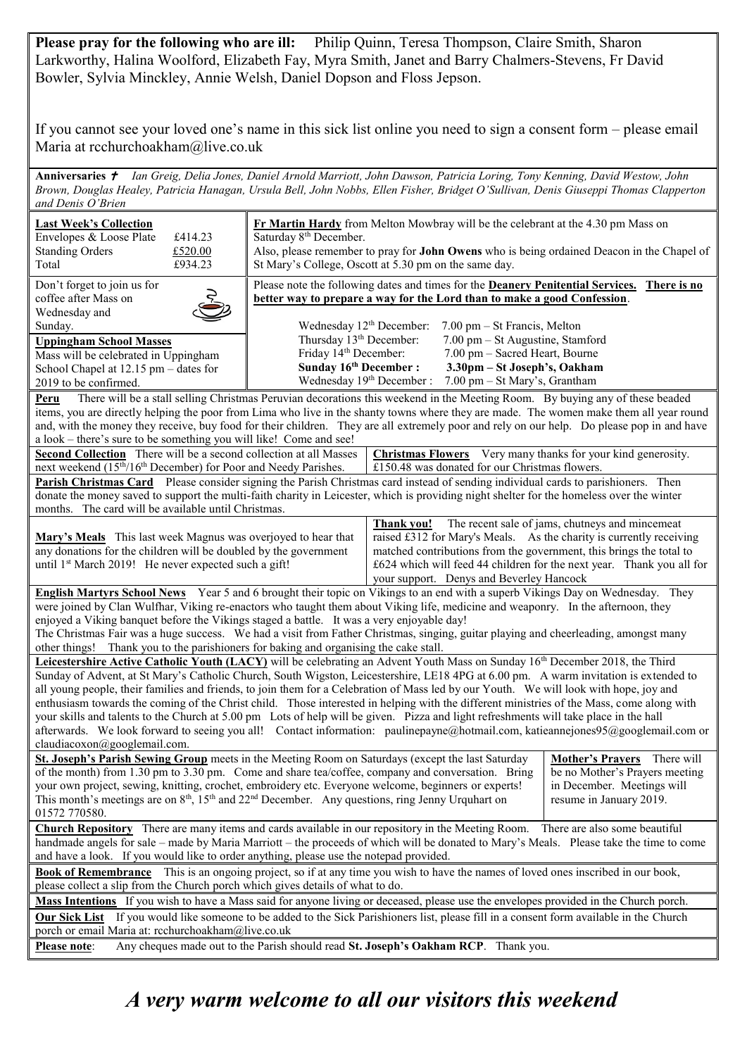**Please pray for the following who are ill:** Philip Quinn, Teresa Thompson, Claire Smith, Sharon Larkworthy, Halina Woolford, Elizabeth Fay, Myra Smith, Janet and Barry Chalmers-Stevens, Fr David Bowler, Sylvia Minckley, Annie Welsh, Daniel Dopson and Floss Jepson.

If you cannot see your loved one's name in this sick list online you need to sign a consent form – please email Maria at rcchurchoakham@live.co.uk

**Anniversaries** ✝ *Ian Greig, Delia Jones, Daniel Arnold Marriott, John Dawson, Patricia Loring, Tony Kenning, David Westow, John Brown, Douglas Healey, Patricia Hanagan, Ursula Bell, John Nobbs, Ellen Fisher, Bridget O'Sullivan, Denis Giuseppi Thomas Clapperton and Denis O'Brien*

**Last Week's Collection**

| | |
|---|---|
| Envelopes & Loose Plate | £414.23 |
| Standing Orders | £520.00 |
| Total | £934.23 |

**Fr Martin Hardy** from Melton Mowbray will be the celebrant at the 4.30 pm Mass on Saturday 8th December.
Also, please remember to pray for **John Owens** who is being ordained Deacon in the Chapel of St Mary's College, Oscott at 5.30 pm on the same day.

Don't forget to join us for coffee after Mass on Wednesday and Sunday.

**Uppingham School Masses**
Mass will be celebrated in Uppingham School Chapel at 12.15 pm – dates for 2019 to be confirmed.

Please note the following dates and times for the **Deanery Penitential Services.** **There is no better way to prepare a way for the Lord than to make a good Confession**.

| | |
|---|---|
| Wednesday 12th December: | 7.00 pm – St Francis, Melton |
| Thursday 13th December: | 7.00 pm – St Augustine, Stamford |
| Friday 14th December: | 7.00 pm – Sacred Heart, Bourne |
| **Sunday 16th December :** | **3.30pm – St Joseph's, Oakham** |
| Wednesday 19th December : | 7.00 pm – St Mary's, Grantham |

**Peru** There will be a stall selling Christmas Peruvian decorations this weekend in the Meeting Room. By buying any of these beaded items, you are directly helping the poor from Lima who live in the shanty towns where they are made. The women make them all year round and, with the money they receive, buy food for their children. They are all extremely poor and rely on our help. Do please pop in and have a look – there's sure to be something you will like! Come and see!

**Second Collection** There will be a second collection at all Masses next weekend (15th/16th December) for Poor and Needy Parishes.

**Christmas Flowers** Very many thanks for your kind generosity. £150.48 was donated for our Christmas flowers.

**Parish Christmas Card** Please consider signing the Parish Christmas card instead of sending individual cards to parishioners. Then donate the money saved to support the multi-faith charity in Leicester, which is providing night shelter for the homeless over the winter months. The card will be available until Christmas.

**Mary's Meals** This last week Magnus was overjoyed to hear that any donations for the children will be doubled by the government until 1st March 2019! He never expected such a gift!

**Thank you!** The recent sale of jams, chutneys and mincemeat raised £312 for Mary's Meals. As the charity is currently receiving matched contributions from the government, this brings the total to £624 which will feed 44 children for the next year. Thank you all for your support. Denys and Beverley Hancock

**English Martyrs School News** Year 5 and 6 brought their topic on Vikings to an end with a superb Vikings Day on Wednesday. They were joined by Clan Wulfhar, Viking re-enactors who taught them about Viking life, medicine and weaponry. In the afternoon, they enjoyed a Viking banquet before the Vikings staged a battle. It was a very enjoyable day!
The Christmas Fair was a huge success. We had a visit from Father Christmas, singing, guitar playing and cheerleading, amongst many other things! Thank you to the parishioners for baking and organising the cake stall.

**Leicestershire Active Catholic Youth (LACY)** will be celebrating an Advent Youth Mass on Sunday 16th December 2018, the Third Sunday of Advent, at St Mary's Catholic Church, South Wigston, Leicestershire, LE18 4PG at 6.00 pm. A warm invitation is extended to all young people, their families and friends, to join them for a Celebration of Mass led by our Youth. We will look with hope, joy and enthusiasm towards the coming of the Christ child. Those interested in helping with the different ministries of the Mass, come along with your skills and talents to the Church at 5.00 pm Lots of help will be given. Pizza and light refreshments will take place in the hall afterwards. We look forward to seeing you all! Contact information: paulinepayne@hotmail.com, katieannejones95@googlemail.com or claudiacoxon@googlemail.com.

**St. Joseph's Parish Sewing Group** meets in the Meeting Room on Saturdays (except the last Saturday of the month) from 1.30 pm to 3.30 pm. Come and share tea/coffee, company and conversation. Bring your own project, sewing, knitting, crochet, embroidery etc. Everyone welcome, beginners or experts! This month's meetings are on 8th, 15th and 22nd December. Any questions, ring Jenny Urquhart on 01572 770580.

**Mother's Prayers** There will be no Mother's Prayers meeting in December. Meetings will resume in January 2019.

**Church Repository** There are many items and cards available in our repository in the Meeting Room. There are also some beautiful handmade angels for sale – made by Maria Marriott – the proceeds of which will be donated to Mary's Meals. Please take the time to come and have a look. If you would like to order anything, please use the notepad provided.

**Book of Remembrance** This is an ongoing project, so if at any time you wish to have the names of loved ones inscribed in our book, please collect a slip from the Church porch which gives details of what to do.

**Mass Intentions** If you wish to have a Mass said for anyone living or deceased, please use the envelopes provided in the Church porch.

**Our Sick List** If you would like someone to be added to the Sick Parishioners list, please fill in a consent form available in the Church porch or email Maria at: rcchurchoakham@live.co.uk

**Please note**: Any cheques made out to the Parish should read **St. Joseph's Oakham RCP**. Thank you.

# *A very warm welcome to all our visitors this weekend*